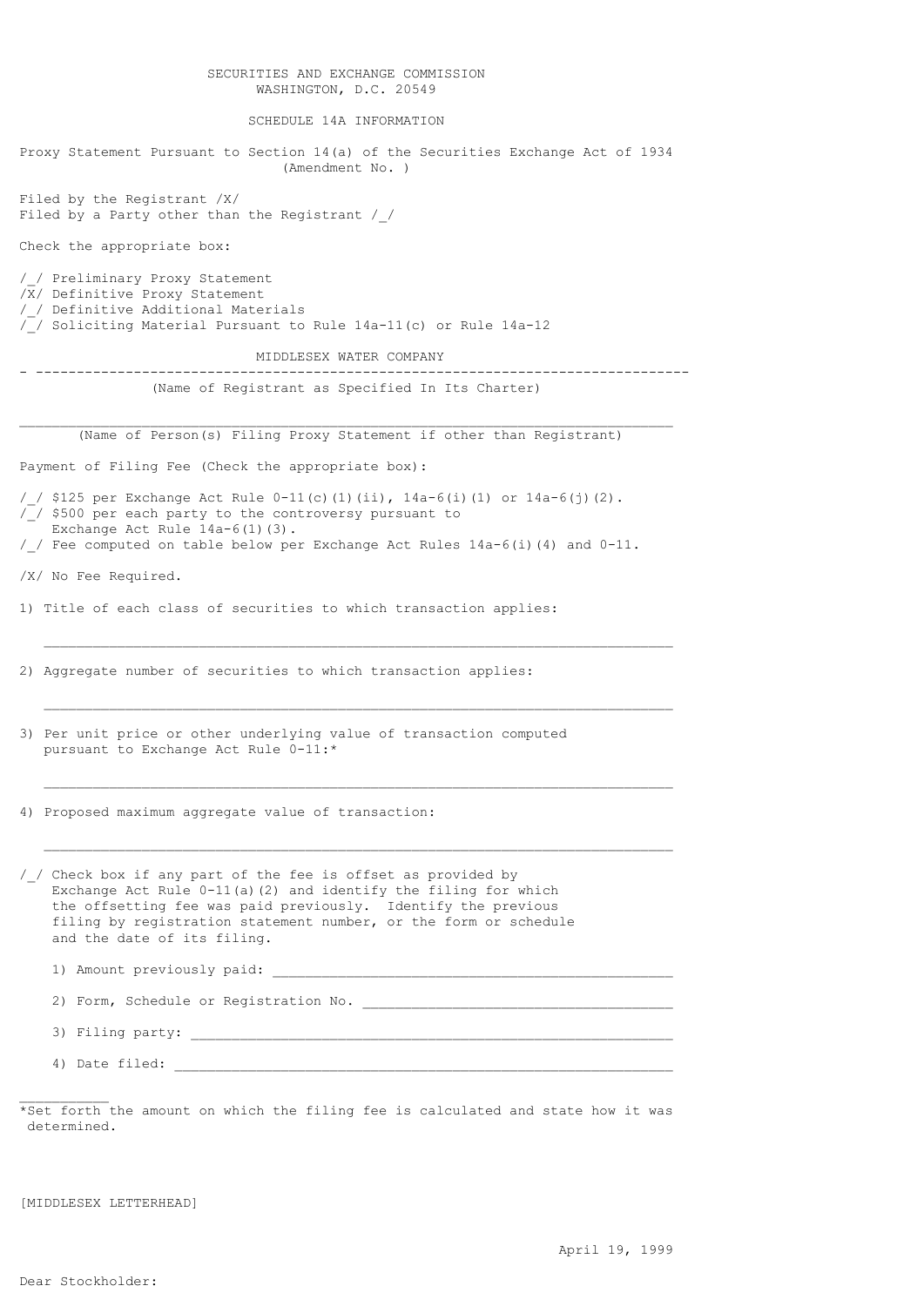SECURITIES AND EXCHANGE COMMISSION
WASHINGTON, D.C. 20549

SCHEDULE 14A INFORMATION

Proxy Statement Pursuant to Section 14(a) of the Securities Exchange Act of 1934
(Amendment No. )

Filed by the Registrant /X/
Filed by a Party other than the Registrant /_/

Check the appropriate box:

/_/ Preliminary Proxy Statement
/X/ Definitive Proxy Statement
/_/ Definitive Additional Materials
/_/ Soliciting Material Pursuant to Rule 14a-11(c) or Rule 14a-12

MIDDLESEX WATER COMPANY

---

(Name of Registrant as Specified In Its Charter)

---

(Name of Person(s) Filing Proxy Statement if other than Registrant)

Payment of Filing Fee (Check the appropriate box):

/_/ $125 per Exchange Act Rule 0-11(c)(1)(ii), 14a-6(i)(1) or 14a-6(j)(2).
/_/ $500 per each party to the controversy pursuant to Exchange Act Rule 14a-6(1)(3).
/_/ Fee computed on table below per Exchange Act Rules 14a-6(i)(4) and 0-11.

/X/ No Fee Required.

1) Title of each class of securities to which transaction applies:

---

2) Aggregate number of securities to which transaction applies:

---

3) Per unit price or other underlying value of transaction computed pursuant to Exchange Act Rule 0-11:*

---

4) Proposed maximum aggregate value of transaction:

---

/_/ Check box if any part of the fee is offset as provided by Exchange Act Rule 0-11(a)(2) and identify the filing for which the offsetting fee was paid previously. Identify the previous filing by registration statement number, or the form or schedule and the date of its filing.

1) Amount previously paid: ______________________________

2) Form, Schedule or Registration No. ______________________________

3) Filing party: ______________________________

4) Date filed: ______________________________

---

*Set forth the amount on which the filing fee is calculated and state how it was determined.

[MIDDLESEX LETTERHEAD]

April 19, 1999

Dear Stockholder: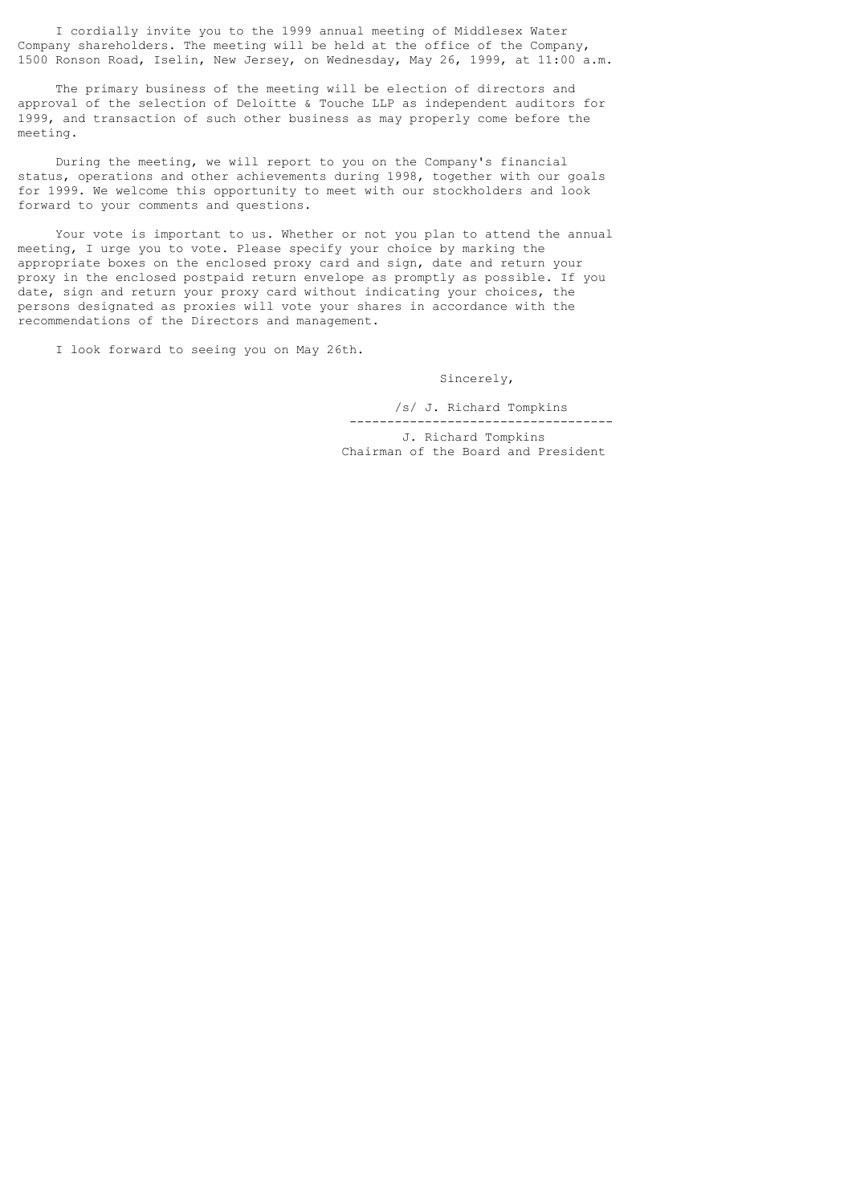I cordially invite you to the 1999 annual meeting of Middlesex Water Company shareholders. The meeting will be held at the office of the Company, 1500 Ronson Road, Iselin, New Jersey, on Wednesday, May 26, 1999, at 11:00 a.m.

The primary business of the meeting will be election of directors and approval of the selection of Deloitte & Touche LLP as independent auditors for 1999, and transaction of such other business as may properly come before the meeting.

During the meeting, we will report to you on the Company's financial status, operations and other achievements during 1998, together with our goals for 1999. We welcome this opportunity to meet with our stockholders and look forward to your comments and questions.

Your vote is important to us. Whether or not you plan to attend the annual meeting, I urge you to vote. Please specify your choice by marking the appropriate boxes on the enclosed proxy card and sign, date and return your proxy in the enclosed postpaid return envelope as promptly as possible. If you date, sign and return your proxy card without indicating your choices, the persons designated as proxies will vote your shares in accordance with the recommendations of the Directors and management.

I look forward to seeing you on May 26th.

Sincerely,

/s/ J. Richard Tompkins

J. Richard Tompkins
Chairman of the Board and President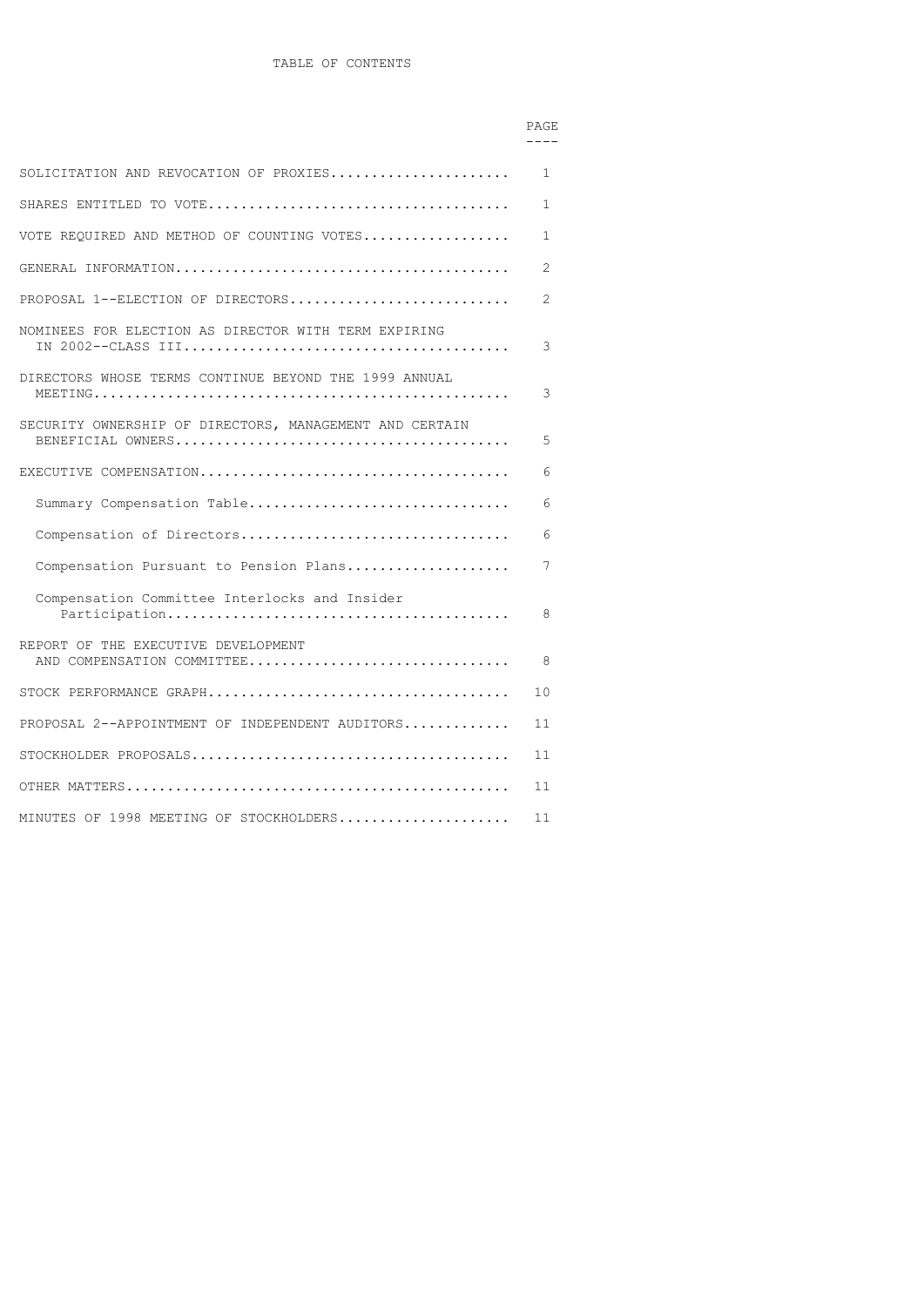# TABLE OF CONTENTS

| | PAGE |
|---|---|
| SOLICITATION AND REVOCATION OF PROXIES | 1 |
| SHARES ENTITLED TO VOTE | 1 |
| VOTE REQUIRED AND METHOD OF COUNTING VOTES | 1 |
| GENERAL INFORMATION | 2 |
| PROPOSAL 1--ELECTION OF DIRECTORS | 2 |
| NOMINEES FOR ELECTION AS DIRECTOR WITH TERM EXPIRING IN 2002--CLASS III | 3 |
| DIRECTORS WHOSE TERMS CONTINUE BEYOND THE 1999 ANNUAL MEETING | 3 |
| SECURITY OWNERSHIP OF DIRECTORS, MANAGEMENT AND CERTAIN BENEFICIAL OWNERS | 5 |
| EXECUTIVE COMPENSATION | 6 |
| Summary Compensation Table | 6 |
| Compensation of Directors | 6 |
| Compensation Pursuant to Pension Plans | 7 |
| Compensation Committee Interlocks and Insider Participation | 8 |
| REPORT OF THE EXECUTIVE DEVELOPMENT AND COMPENSATION COMMITTEE | 8 |
| STOCK PERFORMANCE GRAPH | 10 |
| PROPOSAL 2--APPOINTMENT OF INDEPENDENT AUDITORS | 11 |
| STOCKHOLDER PROPOSALS | 11 |
| OTHER MATTERS | 11 |
| MINUTES OF 1998 MEETING OF STOCKHOLDERS | 11 |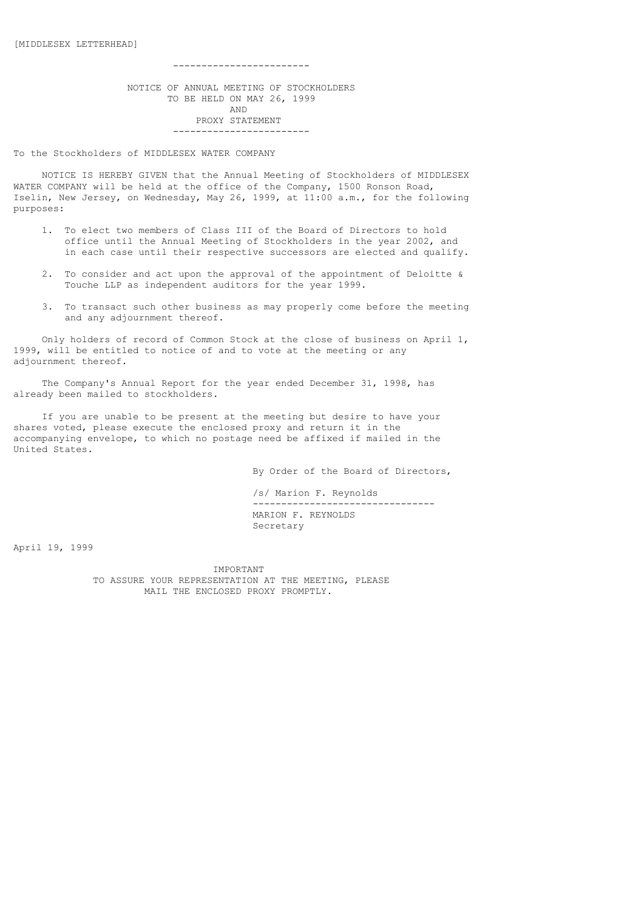[MIDDLESEX LETTERHEAD]

---

# NOTICE OF ANNUAL MEETING OF STOCKHOLDERS
## TO BE HELD ON MAY 26, 1999
## AND
## PROXY STATEMENT

---

To the Stockholders of MIDDLESEX WATER COMPANY

NOTICE IS HEREBY GIVEN that the Annual Meeting of Stockholders of MIDDLESEX WATER COMPANY will be held at the office of the Company, 1500 Ronson Road, Iselin, New Jersey, on Wednesday, May 26, 1999, at 11:00 a.m., for the following purposes:

1. To elect two members of Class III of the Board of Directors to hold office until the Annual Meeting of Stockholders in the year 2002, and in each case until their respective successors are elected and qualify.

2. To consider and act upon the approval of the appointment of Deloitte & Touche LLP as independent auditors for the year 1999.

3. To transact such other business as may properly come before the meeting and any adjournment thereof.

Only holders of record of Common Stock at the close of business on April 1, 1999, will be entitled to notice of and to vote at the meeting or any adjournment thereof.

The Company's Annual Report for the year ended December 31, 1998, has already been mailed to stockholders.

If you are unable to be present at the meeting but desire to have your shares voted, please execute the enclosed proxy and return it in the accompanying envelope, to which no postage need be affixed if mailed in the United States.

By Order of the Board of Directors,

/s/ Marion F. Reynolds

MARION F. REYNOLDS
Secretary

April 19, 1999

**IMPORTANT**
**TO ASSURE YOUR REPRESENTATION AT THE MEETING, PLEASE MAIL THE ENCLOSED PROXY PROMPTLY.**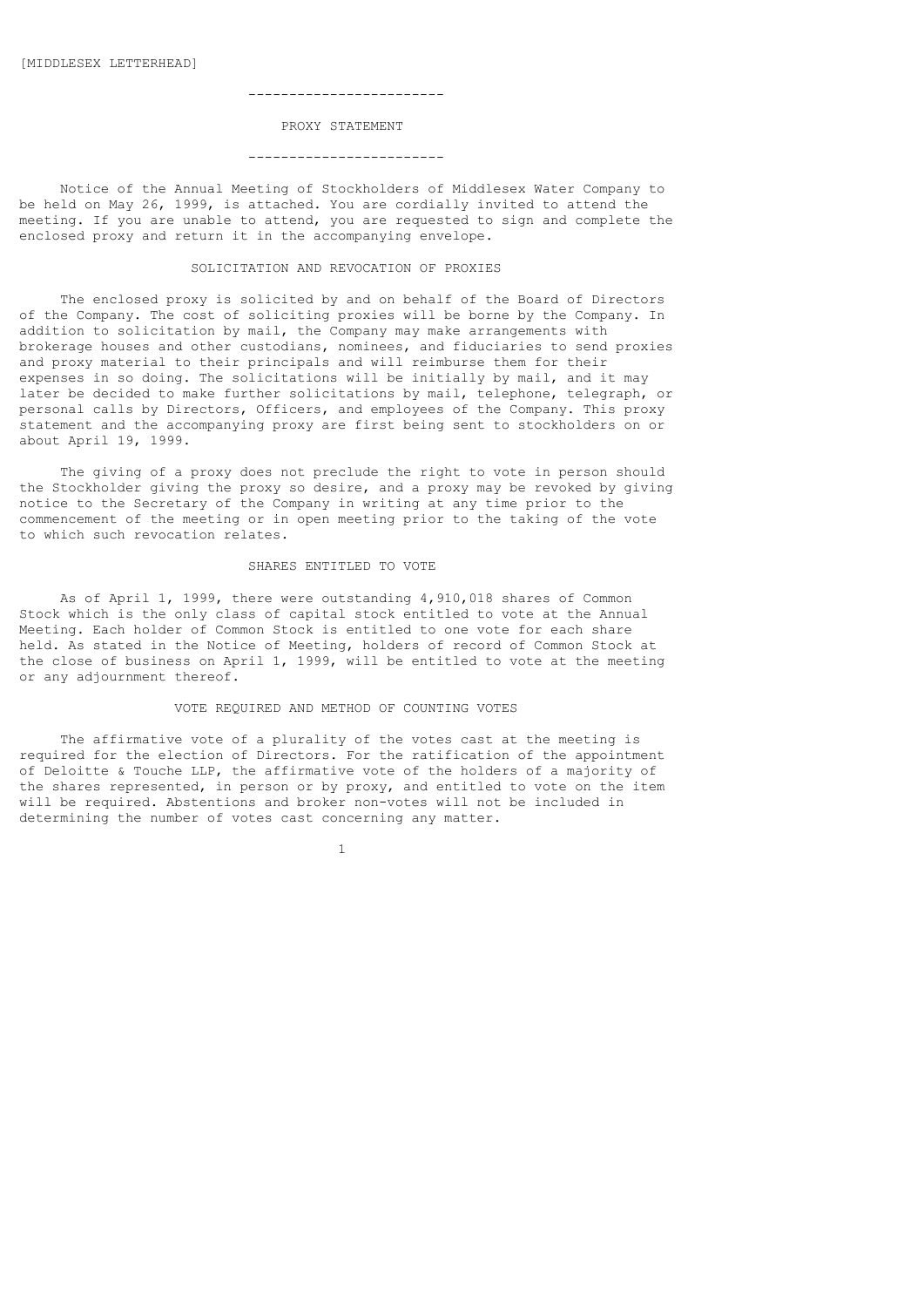[MIDDLESEX LETTERHEAD]

---

# PROXY STATEMENT

---

Notice of the Annual Meeting of Stockholders of Middlesex Water Company to be held on May 26, 1999, is attached. You are cordially invited to attend the meeting. If you are unable to attend, you are requested to sign and complete the enclosed proxy and return it in the accompanying envelope.

## SOLICITATION AND REVOCATION OF PROXIES

The enclosed proxy is solicited by and on behalf of the Board of Directors of the Company. The cost of soliciting proxies will be borne by the Company. In addition to solicitation by mail, the Company may make arrangements with brokerage houses and other custodians, nominees, and fiduciaries to send proxies and proxy material to their principals and will reimburse them for their expenses in so doing. The solicitations will be initially by mail, and it may later be decided to make further solicitations by mail, telephone, telegraph, or personal calls by Directors, Officers, and employees of the Company. This proxy statement and the accompanying proxy are first being sent to stockholders on or about April 19, 1999.

The giving of a proxy does not preclude the right to vote in person should the Stockholder giving the proxy so desire, and a proxy may be revoked by giving notice to the Secretary of the Company in writing at any time prior to the commencement of the meeting or in open meeting prior to the taking of the vote to which such revocation relates.

## SHARES ENTITLED TO VOTE

As of April 1, 1999, there were outstanding 4,910,018 shares of Common Stock which is the only class of capital stock entitled to vote at the Annual Meeting. Each holder of Common Stock is entitled to one vote for each share held. As stated in the Notice of Meeting, holders of record of Common Stock at the close of business on April 1, 1999, will be entitled to vote at the meeting or any adjournment thereof.

## VOTE REQUIRED AND METHOD OF COUNTING VOTES

The affirmative vote of a plurality of the votes cast at the meeting is required for the election of Directors. For the ratification of the appointment of Deloitte & Touche LLP, the affirmative vote of the holders of a majority of the shares represented, in person or by proxy, and entitled to vote on the item will be required. Abstentions and broker non-votes will not be included in determining the number of votes cast concerning any matter.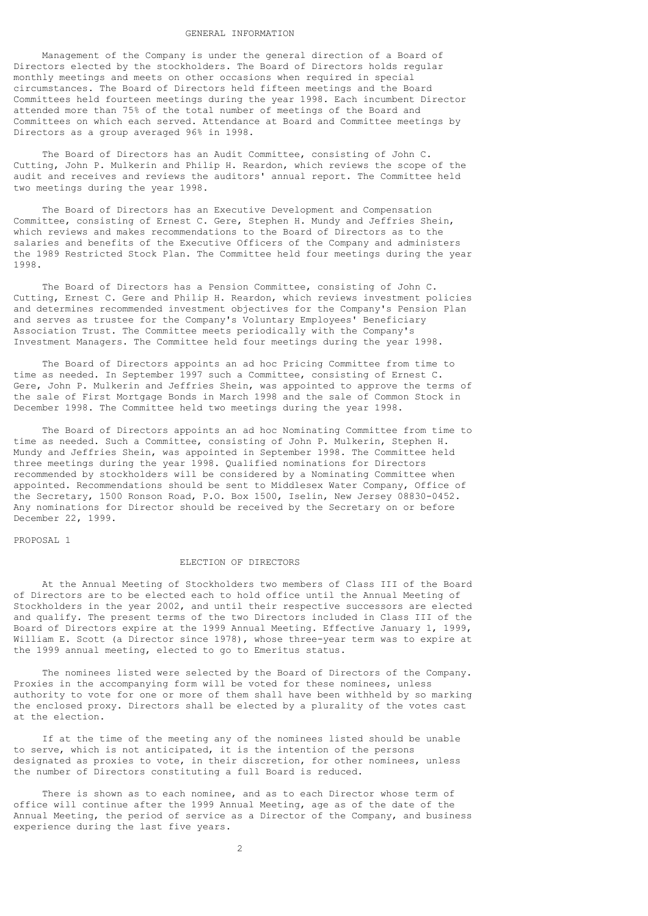## GENERAL INFORMATION

Management of the Company is under the general direction of a Board of Directors elected by the stockholders. The Board of Directors holds regular monthly meetings and meets on other occasions when required in special circumstances. The Board of Directors held fifteen meetings and the Board Committees held fourteen meetings during the year 1998. Each incumbent Director attended more than 75% of the total number of meetings of the Board and Committees on which each served. Attendance at Board and Committee meetings by Directors as a group averaged 96% in 1998.

The Board of Directors has an Audit Committee, consisting of John C. Cutting, John P. Mulkerin and Philip H. Reardon, which reviews the scope of the audit and receives and reviews the auditors' annual report. The Committee held two meetings during the year 1998.

The Board of Directors has an Executive Development and Compensation Committee, consisting of Ernest C. Gere, Stephen H. Mundy and Jeffries Shein, which reviews and makes recommendations to the Board of Directors as to the salaries and benefits of the Executive Officers of the Company and administers the 1989 Restricted Stock Plan. The Committee held four meetings during the year 1998.

The Board of Directors has a Pension Committee, consisting of John C. Cutting, Ernest C. Gere and Philip H. Reardon, which reviews investment policies and determines recommended investment objectives for the Company's Pension Plan and serves as trustee for the Company's Voluntary Employees' Beneficiary Association Trust. The Committee meets periodically with the Company's Investment Managers. The Committee held four meetings during the year 1998.

The Board of Directors appoints an ad hoc Pricing Committee from time to time as needed. In September 1997 such a Committee, consisting of Ernest C. Gere, John P. Mulkerin and Jeffries Shein, was appointed to approve the terms of the sale of First Mortgage Bonds in March 1998 and the sale of Common Stock in December 1998. The Committee held two meetings during the year 1998.

The Board of Directors appoints an ad hoc Nominating Committee from time to time as needed. Such a Committee, consisting of John P. Mulkerin, Stephen H. Mundy and Jeffries Shein, was appointed in September 1998. The Committee held three meetings during the year 1998. Qualified nominations for Directors recommended by stockholders will be considered by a Nominating Committee when appointed. Recommendations should be sent to Middlesex Water Company, Office of the Secretary, 1500 Ronson Road, P.O. Box 1500, Iselin, New Jersey 08830-0452. Any nominations for Director should be received by the Secretary on or before December 22, 1999.

PROPOSAL 1

## ELECTION OF DIRECTORS

At the Annual Meeting of Stockholders two members of Class III of the Board of Directors are to be elected each to hold office until the Annual Meeting of Stockholders in the year 2002, and until their respective successors are elected and qualify. The present terms of the two Directors included in Class III of the Board of Directors expire at the 1999 Annual Meeting. Effective January 1, 1999, William E. Scott (a Director since 1978), whose three-year term was to expire at the 1999 annual meeting, elected to go to Emeritus status.

The nominees listed were selected by the Board of Directors of the Company. Proxies in the accompanying form will be voted for these nominees, unless authority to vote for one or more of them shall have been withheld by so marking the enclosed proxy. Directors shall be elected by a plurality of the votes cast at the election.

If at the time of the meeting any of the nominees listed should be unable to serve, which is not anticipated, it is the intention of the persons designated as proxies to vote, in their discretion, for other nominees, unless the number of Directors constituting a full Board is reduced.

There is shown as to each nominee, and as to each Director whose term of office will continue after the 1999 Annual Meeting, age as of the date of the Annual Meeting, the period of service as a Director of the Company, and business experience during the last five years.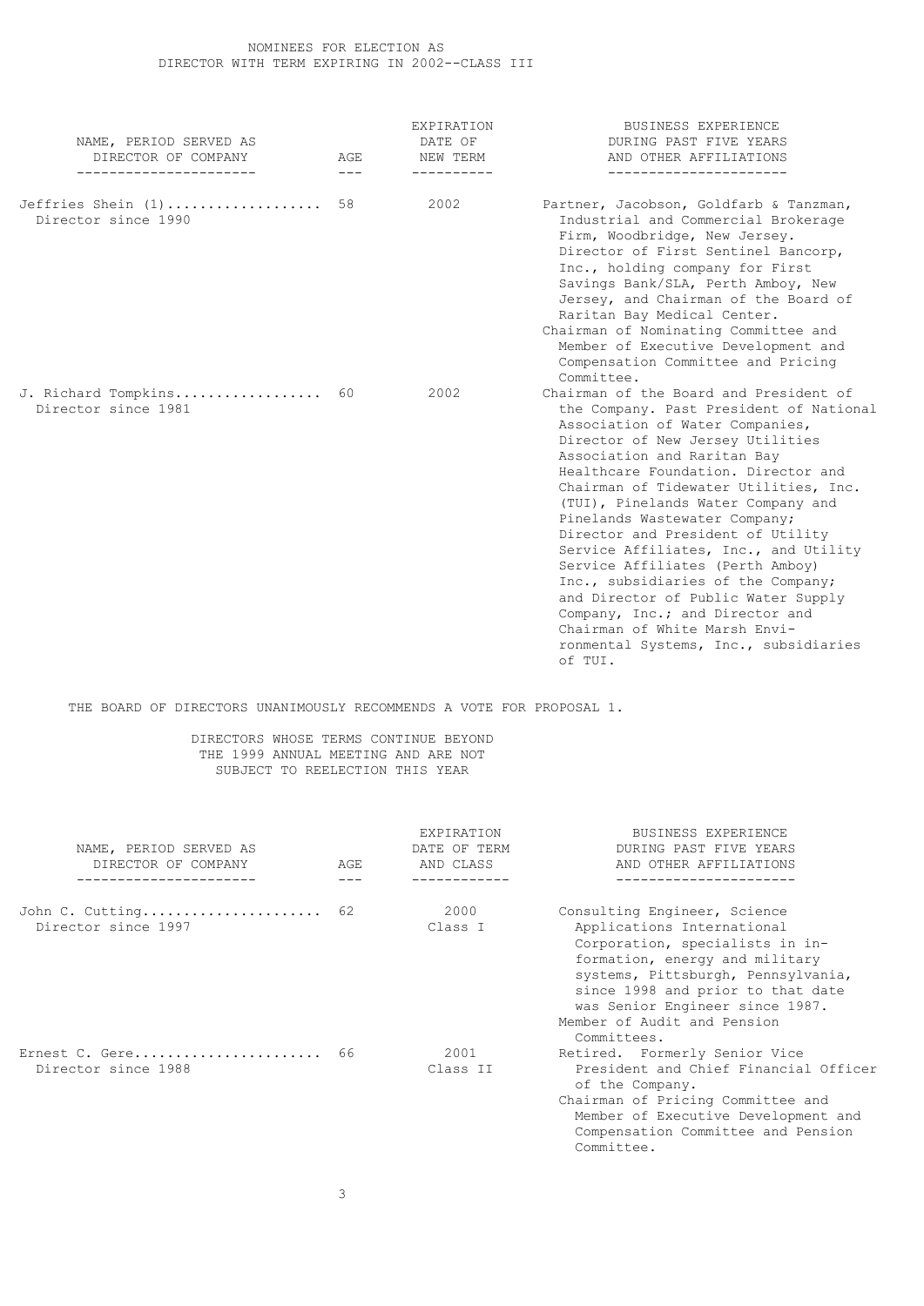NOMINEES FOR ELECTION AS
DIRECTOR WITH TERM EXPIRING IN 2002--CLASS III

| NAME, PERIOD SERVED AS DIRECTOR OF COMPANY | AGE | EXPIRATION DATE OF NEW TERM | BUSINESS EXPERIENCE DURING PAST FIVE YEARS AND OTHER AFFILIATIONS |
|---|---|---|---|
| Jeffries Shein (1)<br>Director since 1990 | 58 | 2002 | Partner, Jacobson, Goldfarb & Tanzman, Industrial and Commercial Brokerage Firm, Woodbridge, New Jersey. Director of First Sentinel Bancorp, Inc., holding company for First Savings Bank/SLA, Perth Amboy, New Jersey, and Chairman of the Board of Raritan Bay Medical Center.<br>Chairman of Nominating Committee and Member of Executive Development and Compensation Committee and Pricing Committee. |
| J. Richard Tompkins<br>Director since 1981 | 60 | 2002 | Chairman of the Board and President of the Company. Past President of National Association of Water Companies, Director of New Jersey Utilities Association and Raritan Bay Healthcare Foundation. Director and Chairman of Tidewater Utilities, Inc. (TUI), Pinelands Water Company and Pinelands Wastewater Company; Director and President of Utility Service Affiliates, Inc., and Utility Service Affiliates (Perth Amboy) Inc., subsidiaries of the Company; and Director of Public Water Supply Company, Inc.; and Director and Chairman of White Marsh Environmental Systems, Inc., subsidiaries of TUI. |

THE BOARD OF DIRECTORS UNANIMOUSLY RECOMMENDS A VOTE FOR PROPOSAL 1.

DIRECTORS WHOSE TERMS CONTINUE BEYOND
THE 1999 ANNUAL MEETING AND ARE NOT
SUBJECT TO REELECTION THIS YEAR

| NAME, PERIOD SERVED AS DIRECTOR OF COMPANY | AGE | EXPIRATION DATE OF TERM AND CLASS | BUSINESS EXPERIENCE DURING PAST FIVE YEARS AND OTHER AFFILIATIONS |
|---|---|---|---|
| John C. Cutting<br>Director since 1997 | 62 | 2000<br>Class I | Consulting Engineer, Science Applications International Corporation, specialists in information, energy and military systems, Pittsburgh, Pennsylvania, since 1998 and prior to that date was Senior Engineer since 1987.<br>Member of Audit and Pension Committees. |
| Ernest C. Gere<br>Director since 1988 | 66 | 2001<br>Class II | Retired. Formerly Senior Vice President and Chief Financial Officer of the Company.<br>Chairman of Pricing Committee and Member of Executive Development and Compensation Committee and Pension Committee. |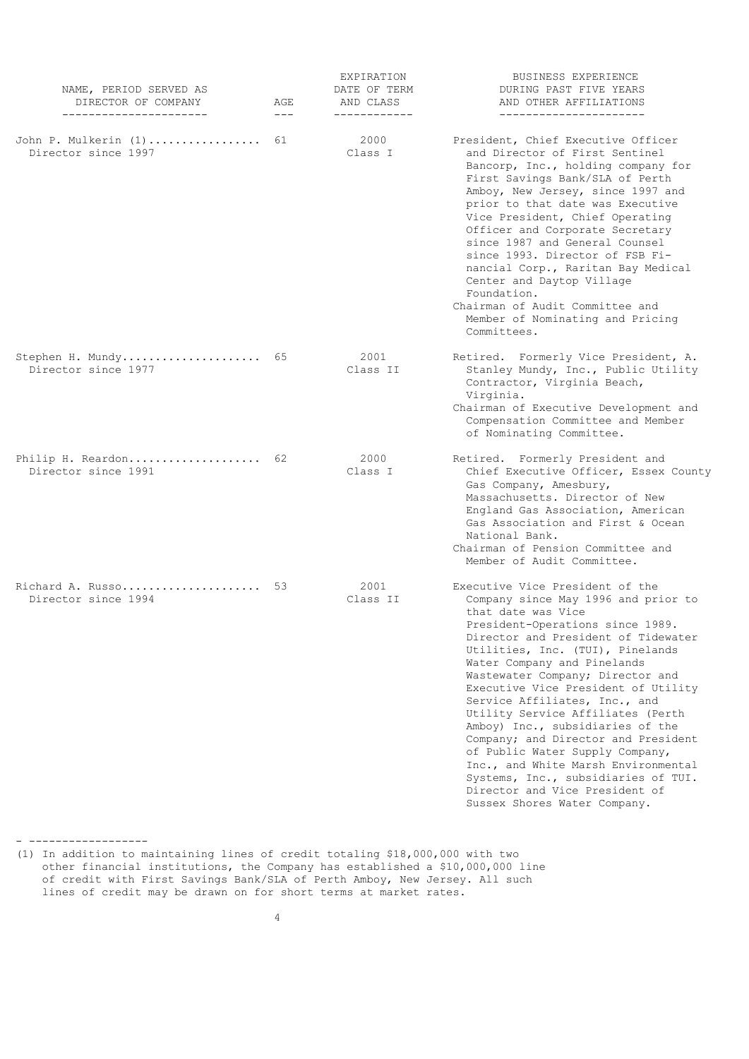| NAME, PERIOD SERVED AS DIRECTOR OF COMPANY | AGE | EXPIRATION DATE OF TERM AND CLASS | BUSINESS EXPERIENCE DURING PAST FIVE YEARS AND OTHER AFFILIATIONS |
|---|---|---|---|
| John P. Mulkerin (1)<br>Director since 1997 | 61 | 2000<br>Class I | President, Chief Executive Officer and Director of First Sentinel Bancorp, Inc., holding company for First Savings Bank/SLA of Perth Amboy, New Jersey, since 1997 and prior to that date was Executive Vice President, Chief Operating Officer and Corporate Secretary since 1987 and General Counsel since 1993. Director of FSB Financial Corp., Raritan Bay Medical Center and Daytop Village Foundation.<br>Chairman of Audit Committee and Member of Nominating and Pricing Committees. |
| Stephen H. Mundy<br>Director since 1977 | 65 | 2001<br>Class II | Retired. Formerly Vice President, A. Stanley Mundy, Inc., Public Utility Contractor, Virginia Beach, Virginia.<br>Chairman of Executive Development and Compensation Committee and Member of Nominating Committee. |
| Philip H. Reardon<br>Director since 1991 | 62 | 2000<br>Class I | Retired. Formerly President and Chief Executive Officer, Essex County Gas Company, Amesbury, Massachusetts. Director of New England Gas Association, American Gas Association and First & Ocean National Bank.<br>Chairman of Pension Committee and Member of Audit Committee. |
| Richard A. Russo<br>Director since 1994 | 53 | 2001<br>Class II | Executive Vice President of the Company since May 1996 and prior to that date was Vice President-Operations since 1989. Director and President of Tidewater Utilities, Inc. (TUI), Pinelands Water Company and Pinelands Wastewater Company; Director and Executive Vice President of Utility Service Affiliates, Inc., and Utility Service Affiliates (Perth Amboy) Inc., subsidiaries of the Company; and Director and President of Public Water Supply Company, Inc., and White Marsh Environmental Systems, Inc., subsidiaries of TUI. Director and Vice President of Sussex Shores Water Company. |

---

(1) In addition to maintaining lines of credit totaling $18,000,000 with two other financial institutions, the Company has established a $10,000,000 line of credit with First Savings Bank/SLA of Perth Amboy, New Jersey. All such lines of credit may be drawn on for short terms at market rates.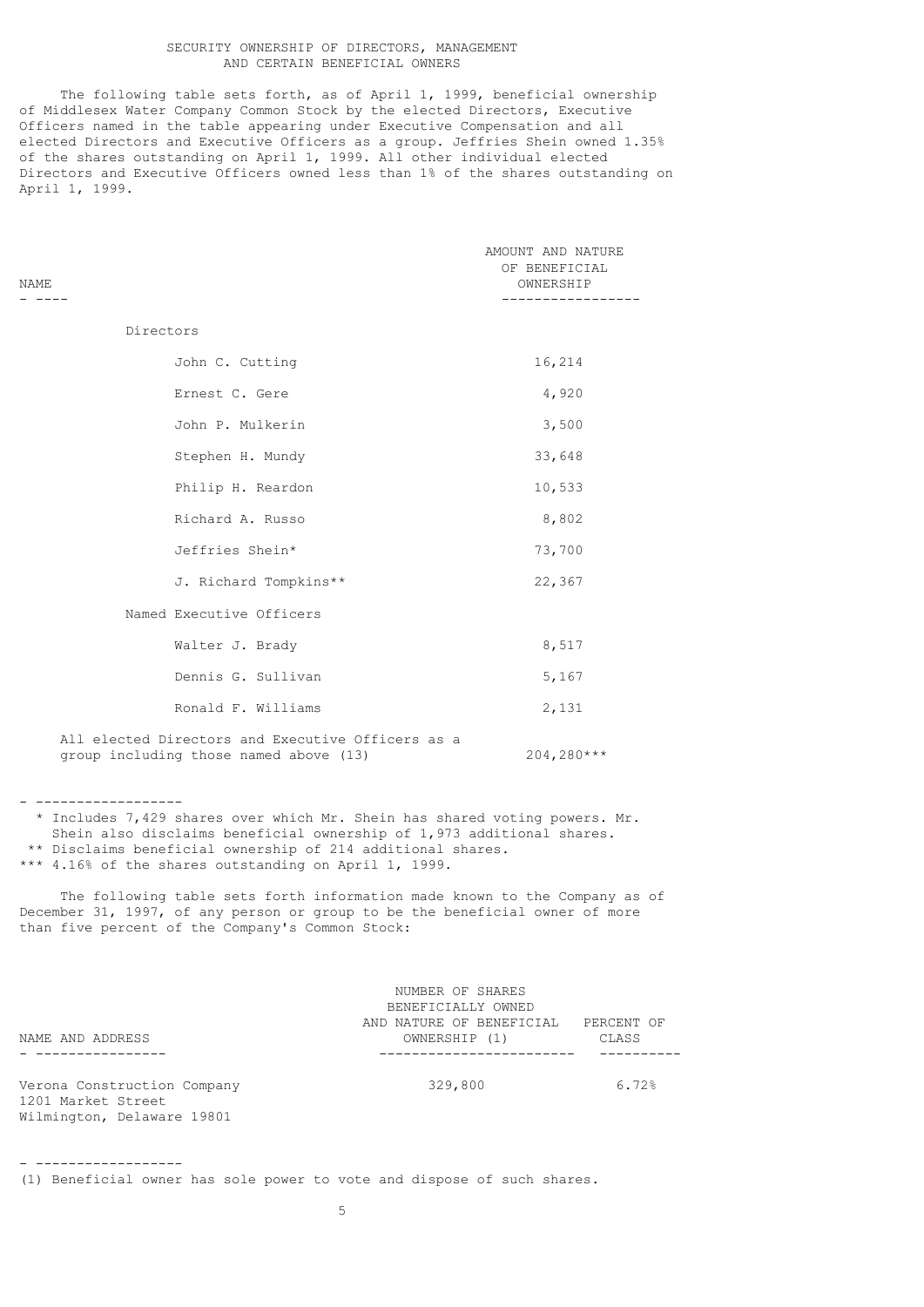## SECURITY OWNERSHIP OF DIRECTORS, MANAGEMENT AND CERTAIN BENEFICIAL OWNERS

The following table sets forth, as of April 1, 1999, beneficial ownership of Middlesex Water Company Common Stock by the elected Directors, Executive Officers named in the table appearing under Executive Compensation and all elected Directors and Executive Officers as a group. Jeffries Shein owned 1.35% of the shares outstanding on April 1, 1999. All other individual elected Directors and Executive Officers owned less than 1% of the shares outstanding on April 1, 1999.

| NAME | AMOUNT AND NATURE OF BENEFICIAL OWNERSHIP |
|---|---|
| Directors | |
| John C. Cutting | 16,214 |
| Ernest C. Gere | 4,920 |
| John P. Mulkerin | 3,500 |
| Stephen H. Mundy | 33,648 |
| Philip H. Reardon | 10,533 |
| Richard A. Russo | 8,802 |
| Jeffries Shein* | 73,700 |
| J. Richard Tompkins** | 22,367 |
| Named Executive Officers | |
| Walter J. Brady | 8,517 |
| Dennis G. Sullivan | 5,167 |
| Ronald F. Williams | 2,131 |
| All elected Directors and Executive Officers as a group including those named above (13) | 204,280*** |

- ------------------

\* Includes 7,429 shares over which Mr. Shein has shared voting powers. Mr. Shein also disclaims beneficial ownership of 1,973 additional shares.

\*\* Disclaims beneficial ownership of 214 additional shares.

\*\*\* 4.16% of the shares outstanding on April 1, 1999.

The following table sets forth information made known to the Company as of December 31, 1997, of any person or group to be the beneficial owner of more than five percent of the Company's Common Stock:

| NAME AND ADDRESS | NUMBER OF SHARES BENEFICIALLY OWNED AND NATURE OF BENEFICIAL OWNERSHIP (1) | PERCENT OF CLASS |
|---|---|---|
| Verona Construction Company<br>1201 Market Street<br>Wilmington, Delaware 19801 | 329,800 | 6.72% |

- ------------------

(1) Beneficial owner has sole power to vote and dispose of such shares.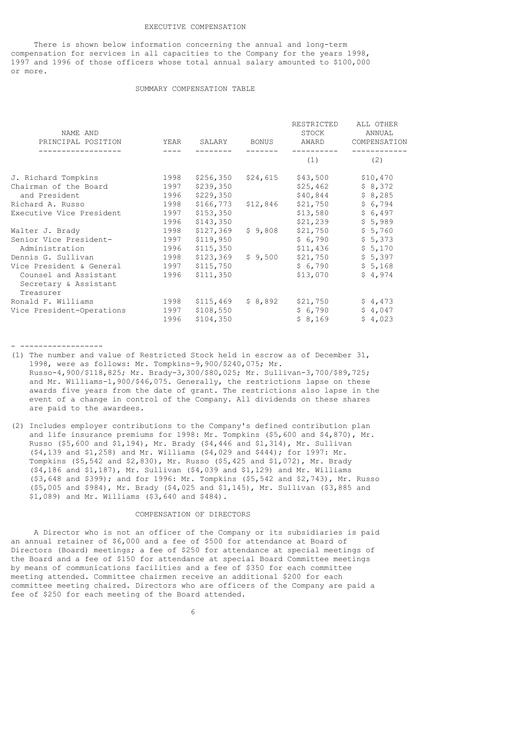## EXECUTIVE COMPENSATION

There is shown below information concerning the annual and long-term compensation for services in all capacities to the Company for the years 1998, 1997 and 1996 of those officers whose total annual salary amounted to $100,000 or more.

### SUMMARY COMPENSATION TABLE

| NAME AND PRINCIPAL POSITION | YEAR | SALARY | BONUS | RESTRICTED STOCK AWARD (1) | ALL OTHER ANNUAL COMPENSATION (2) |
|---|---|---|---|---|---|
| J. Richard Tompkins | 1998 | $256,350 | $24,615 | $43,500 | $10,470 |
| Chairman of the Board | 1997 | $239,350 | | $25,462 | $ 8,372 |
| and President | 1996 | $229,350 | | $40,844 | $ 8,285 |
| Richard A. Russo | 1998 | $166,773 | $12,846 | $21,750 | $ 6,794 |
| Executive Vice President | 1997 | $153,350 | | $13,580 | $ 6,497 |
| | 1996 | $143,350 | | $21,239 | $ 5,989 |
| Walter J. Brady | 1998 | $127,369 | $ 9,808 | $21,750 | $ 5,760 |
| Senior Vice President- | 1997 | $119,950 | | $ 6,790 | $ 5,373 |
| Administration | 1996 | $115,350 | | $11,436 | $ 5,170 |
| Dennis G. Sullivan | 1998 | $123,369 | $ 9,500 | $21,750 | $ 5,397 |
| Vice President & General | 1997 | $115,750 | | $ 6,790 | $ 5,168 |
| Counsel and Assistant Secretary & Assistant Treasurer | 1996 | $111,350 | | $13,070 | $ 4,974 |
| Ronald F. Williams | 1998 | $115,469 | $ 8,892 | $21,750 | $ 4,473 |
| Vice President-Operations | 1997 | $108,550 | | $ 6,790 | $ 4,047 |
| | 1996 | $104,350 | | $ 8,169 | $ 4,023 |

- ------------------

(1) The number and value of Restricted Stock held in escrow as of December 31, 1998, were as follows: Mr. Tompkins-9,900/$240,075; Mr. Russo-4,900/$118,825; Mr. Brady-3,300/$80,025; Mr. Sullivan-3,700/$89,725; and Mr. Williams-1,900/$46,075. Generally, the restrictions lapse on these awards five years from the date of grant. The restrictions also lapse in the event of a change in control of the Company. All dividends on these shares are paid to the awardees.

(2) Includes employer contributions to the Company's defined contribution plan and life insurance premiums for 1998: Mr. Tompkins ($5,600 and $4,870), Mr. Russo ($5,600 and $1,194), Mr. Brady ($4,446 and $1,314), Mr. Sullivan ($4,139 and $1,258) and Mr. Williams ($4,029 and $444); for 1997: Mr. Tompkins ($5,542 and $2,830), Mr. Russo ($5,425 and $1,072), Mr. Brady ($4,186 and $1,187), Mr. Sullivan ($4,039 and $1,129) and Mr. Williams ($3,648 and $399); and for 1996: Mr. Tompkins ($5,542 and $2,743), Mr. Russo ($5,005 and $984), Mr. Brady ($4,025 and $1,145), Mr. Sullivan ($3,885 and $1,089) and Mr. Williams ($3,640 and $484).

## COMPENSATION OF DIRECTORS

A Director who is not an officer of the Company or its subsidiaries is paid an annual retainer of $6,000 and a fee of $500 for attendance at Board of Directors (Board) meetings; a fee of $250 for attendance at special meetings of the Board and a fee of $150 for attendance at special Board Committee meetings by means of communications facilities and a fee of $350 for each committee meeting attended. Committee chairmen receive an additional $200 for each committee meeting chaired. Directors who are officers of the Company are paid a fee of $250 for each meeting of the Board attended.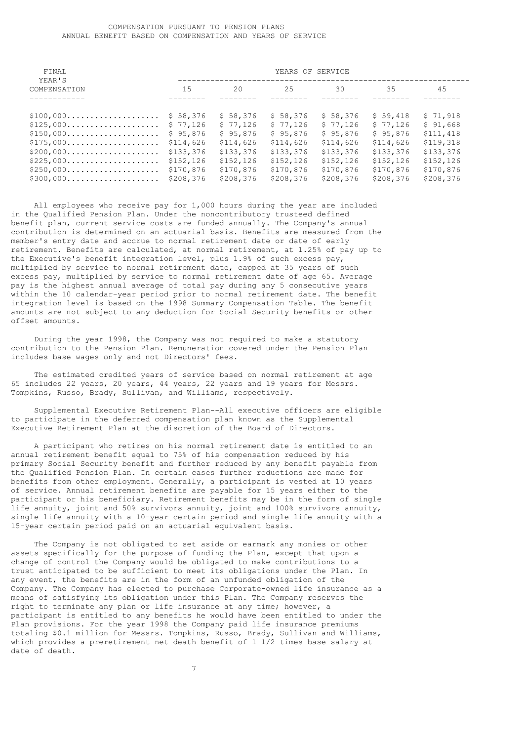# COMPENSATION PURSUANT TO PENSION PLANS
## ANNUAL BENEFIT BASED ON COMPENSATION AND YEARS OF SERVICE

| FINAL YEAR'S COMPENSATION | YEARS OF SERVICE | | | | | |
|---|---|---|---|---|---|---|
| | 15 | 20 | 25 | 30 | 35 | 45 |
| $100,000 | $ 58,376 | $ 58,376 | $ 58,376 | $ 58,376 | $ 59,418 | $ 71,918 |
| $125,000 | $ 77,126 | $ 77,126 | $ 77,126 | $ 77,126 | $ 77,126 | $ 91,668 |
| $150,000 | $ 95,876 | $ 95,876 | $ 95,876 | $ 95,876 | $ 95,876 | $111,418 |
| $175,000 | $114,626 | $114,626 | $114,626 | $114,626 | $114,626 | $119,318 |
| $200,000 | $133,376 | $133,376 | $133,376 | $133,376 | $133,376 | $133,376 |
| $225,000 | $152,126 | $152,126 | $152,126 | $152,126 | $152,126 | $152,126 |
| $250,000 | $170,876 | $170,876 | $170,876 | $170,876 | $170,876 | $170,876 |
| $300,000 | $208,376 | $208,376 | $208,376 | $208,376 | $208,376 | $208,376 |

All employees who receive pay for 1,000 hours during the year are included in the Qualified Pension Plan. Under the noncontributory trusteed defined benefit plan, current service costs are funded annually. The Company's annual contribution is determined on an actuarial basis. Benefits are measured from the member's entry date and accrue to normal retirement date or date of early retirement. Benefits are calculated, at normal retirement, at 1.25% of pay up to the Executive's benefit integration level, plus 1.9% of such excess pay, multiplied by service to normal retirement date, capped at 35 years of such excess pay, multiplied by service to normal retirement date of age 65. Average pay is the highest annual average of total pay during any 5 consecutive years within the 10 calendar-year period prior to normal retirement date. The benefit integration level is based on the 1998 Summary Compensation Table. The benefit amounts are not subject to any deduction for Social Security benefits or other offset amounts.

During the year 1998, the Company was not required to make a statutory contribution to the Pension Plan. Remuneration covered under the Pension Plan includes base wages only and not Directors' fees.

The estimated credited years of service based on normal retirement at age 65 includes 22 years, 20 years, 44 years, 22 years and 19 years for Messrs. Tompkins, Russo, Brady, Sullivan, and Williams, respectively.

Supplemental Executive Retirement Plan--All executive officers are eligible to participate in the deferred compensation plan known as the Supplemental Executive Retirement Plan at the discretion of the Board of Directors.

A participant who retires on his normal retirement date is entitled to an annual retirement benefit equal to 75% of his compensation reduced by his primary Social Security benefit and further reduced by any benefit payable from the Qualified Pension Plan. In certain cases further reductions are made for benefits from other employment. Generally, a participant is vested at 10 years of service. Annual retirement benefits are payable for 15 years either to the participant or his beneficiary. Retirement benefits may be in the form of single life annuity, joint and 50% survivors annuity, joint and 100% survivors annuity, single life annuity with a 10-year certain period and single life annuity with a 15-year certain period paid on an actuarial equivalent basis.

The Company is not obligated to set aside or earmark any monies or other assets specifically for the purpose of funding the Plan, except that upon a change of control the Company would be obligated to make contributions to a trust anticipated to be sufficient to meet its obligations under the Plan. In any event, the benefits are in the form of an unfunded obligation of the Company. The Company has elected to purchase Corporate-owned life insurance as a means of satisfying its obligation under this Plan. The Company reserves the right to terminate any plan or life insurance at any time; however, a participant is entitled to any benefits he would have been entitled to under the Plan provisions. For the year 1998 the Company paid life insurance premiums totaling $0.1 million for Messrs. Tompkins, Russo, Brady, Sullivan and Williams, which provides a preretirement net death benefit of 1 1/2 times base salary at date of death.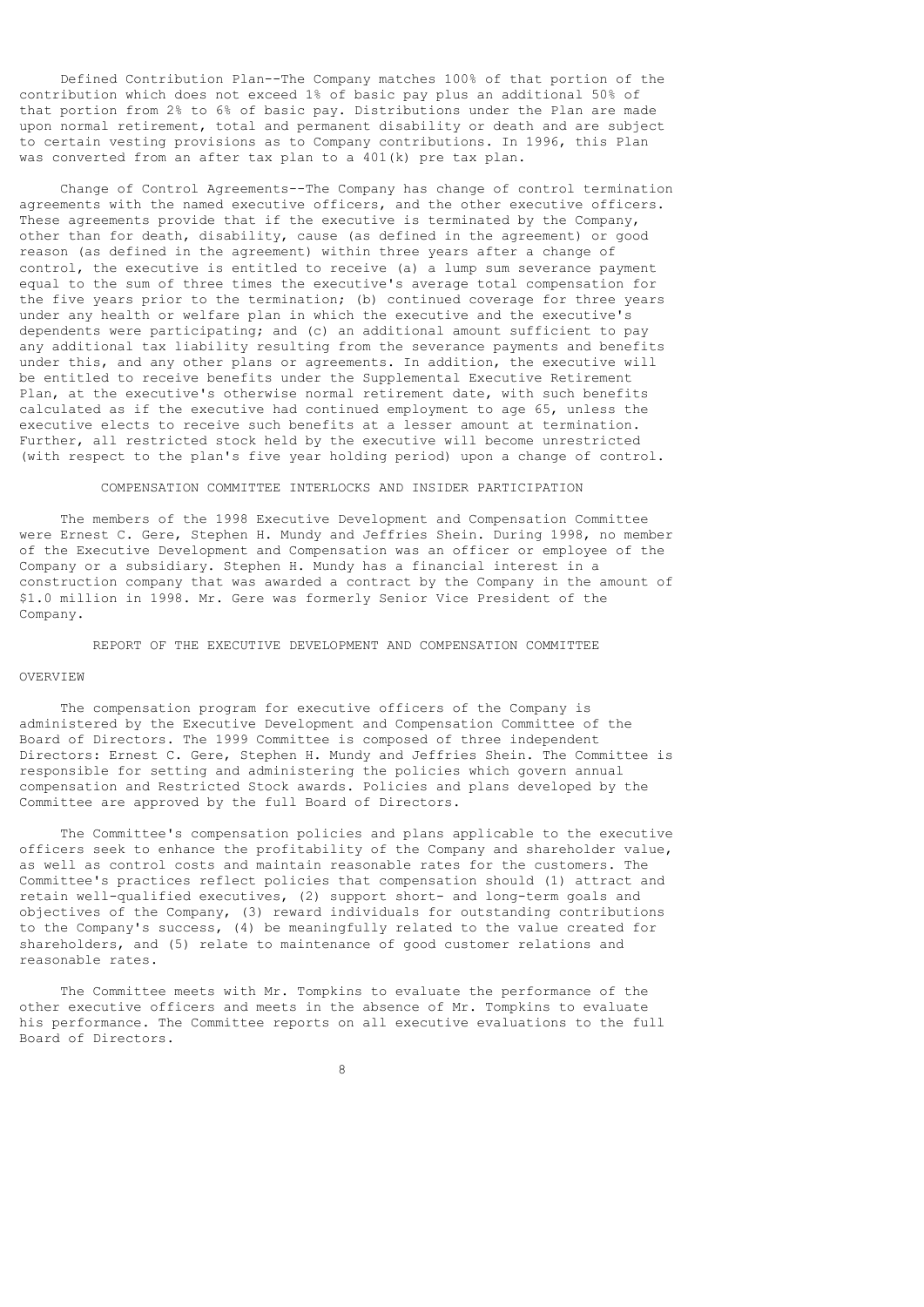Defined Contribution Plan--The Company matches 100% of that portion of the contribution which does not exceed 1% of basic pay plus an additional 50% of that portion from 2% to 6% of basic pay. Distributions under the Plan are made upon normal retirement, total and permanent disability or death and are subject to certain vesting provisions as to Company contributions. In 1996, this Plan was converted from an after tax plan to a 401(k) pre tax plan.

Change of Control Agreements--The Company has change of control termination agreements with the named executive officers, and the other executive officers. These agreements provide that if the executive is terminated by the Company, other than for death, disability, cause (as defined in the agreement) or good reason (as defined in the agreement) within three years after a change of control, the executive is entitled to receive (a) a lump sum severance payment equal to the sum of three times the executive's average total compensation for the five years prior to the termination; (b) continued coverage for three years under any health or welfare plan in which the executive and the executive's dependents were participating; and (c) an additional amount sufficient to pay any additional tax liability resulting from the severance payments and benefits under this, and any other plans or agreements. In addition, the executive will be entitled to receive benefits under the Supplemental Executive Retirement Plan, at the executive's otherwise normal retirement date, with such benefits calculated as if the executive had continued employment to age 65, unless the executive elects to receive such benefits at a lesser amount at termination. Further, all restricted stock held by the executive will become unrestricted (with respect to the plan's five year holding period) upon a change of control.

## COMPENSATION COMMITTEE INTERLOCKS AND INSIDER PARTICIPATION

The members of the 1998 Executive Development and Compensation Committee were Ernest C. Gere, Stephen H. Mundy and Jeffries Shein. During 1998, no member of the Executive Development and Compensation was an officer or employee of the Company or a subsidiary. Stephen H. Mundy has a financial interest in a construction company that was awarded a contract by the Company in the amount of $1.0 million in 1998. Mr. Gere was formerly Senior Vice President of the Company.

## REPORT OF THE EXECUTIVE DEVELOPMENT AND COMPENSATION COMMITTEE

### OVERVIEW

The compensation program for executive officers of the Company is administered by the Executive Development and Compensation Committee of the Board of Directors. The 1999 Committee is composed of three independent Directors: Ernest C. Gere, Stephen H. Mundy and Jeffries Shein. The Committee is responsible for setting and administering the policies which govern annual compensation and Restricted Stock awards. Policies and plans developed by the Committee are approved by the full Board of Directors.

The Committee's compensation policies and plans applicable to the executive officers seek to enhance the profitability of the Company and shareholder value, as well as control costs and maintain reasonable rates for the customers. The Committee's practices reflect policies that compensation should (1) attract and retain well-qualified executives, (2) support short- and long-term goals and objectives of the Company, (3) reward individuals for outstanding contributions to the Company's success, (4) be meaningfully related to the value created for shareholders, and (5) relate to maintenance of good customer relations and reasonable rates.

The Committee meets with Mr. Tompkins to evaluate the performance of the other executive officers and meets in the absence of Mr. Tompkins to evaluate his performance. The Committee reports on all executive evaluations to the full Board of Directors.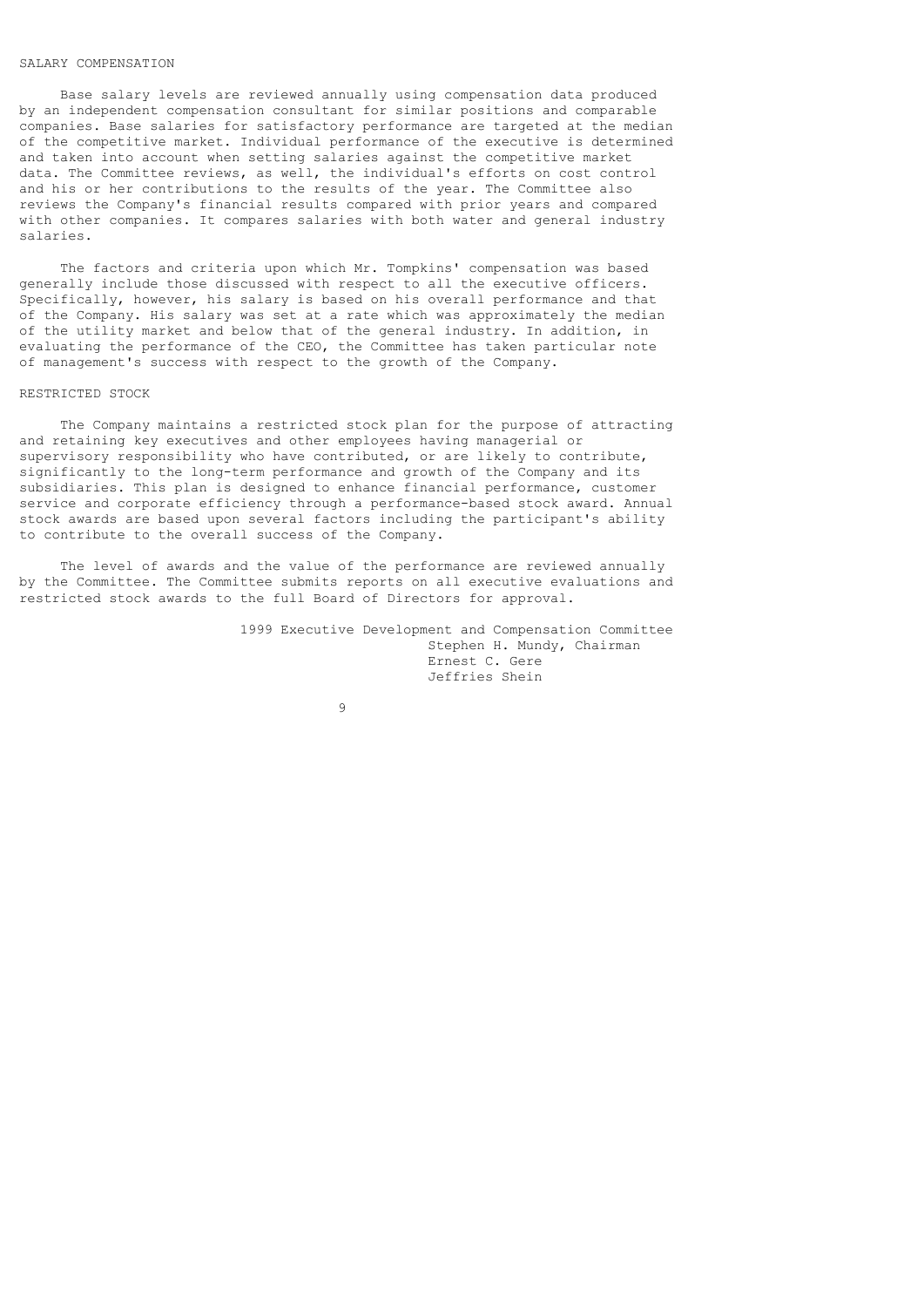### SALARY COMPENSATION

Base salary levels are reviewed annually using compensation data produced by an independent compensation consultant for similar positions and comparable companies. Base salaries for satisfactory performance are targeted at the median of the competitive market. Individual performance of the executive is determined and taken into account when setting salaries against the competitive market data. The Committee reviews, as well, the individual's efforts on cost control and his or her contributions to the results of the year. The Committee also reviews the Company's financial results compared with prior years and compared with other companies. It compares salaries with both water and general industry salaries.

The factors and criteria upon which Mr. Tompkins' compensation was based generally include those discussed with respect to all the executive officers. Specifically, however, his salary is based on his overall performance and that of the Company. His salary was set at a rate which was approximately the median of the utility market and below that of the general industry. In addition, in evaluating the performance of the CEO, the Committee has taken particular note of management's success with respect to the growth of the Company.

### RESTRICTED STOCK

The Company maintains a restricted stock plan for the purpose of attracting and retaining key executives and other employees having managerial or supervisory responsibility who have contributed, or are likely to contribute, significantly to the long-term performance and growth of the Company and its subsidiaries. This plan is designed to enhance financial performance, customer service and corporate efficiency through a performance-based stock award. Annual stock awards are based upon several factors including the participant's ability to contribute to the overall success of the Company.

The level of awards and the value of the performance are reviewed annually by the Committee. The Committee submits reports on all executive evaluations and restricted stock awards to the full Board of Directors for approval.

1999 Executive Development and Compensation Committee
Stephen H. Mundy, Chairman
Ernest C. Gere
Jeffries Shein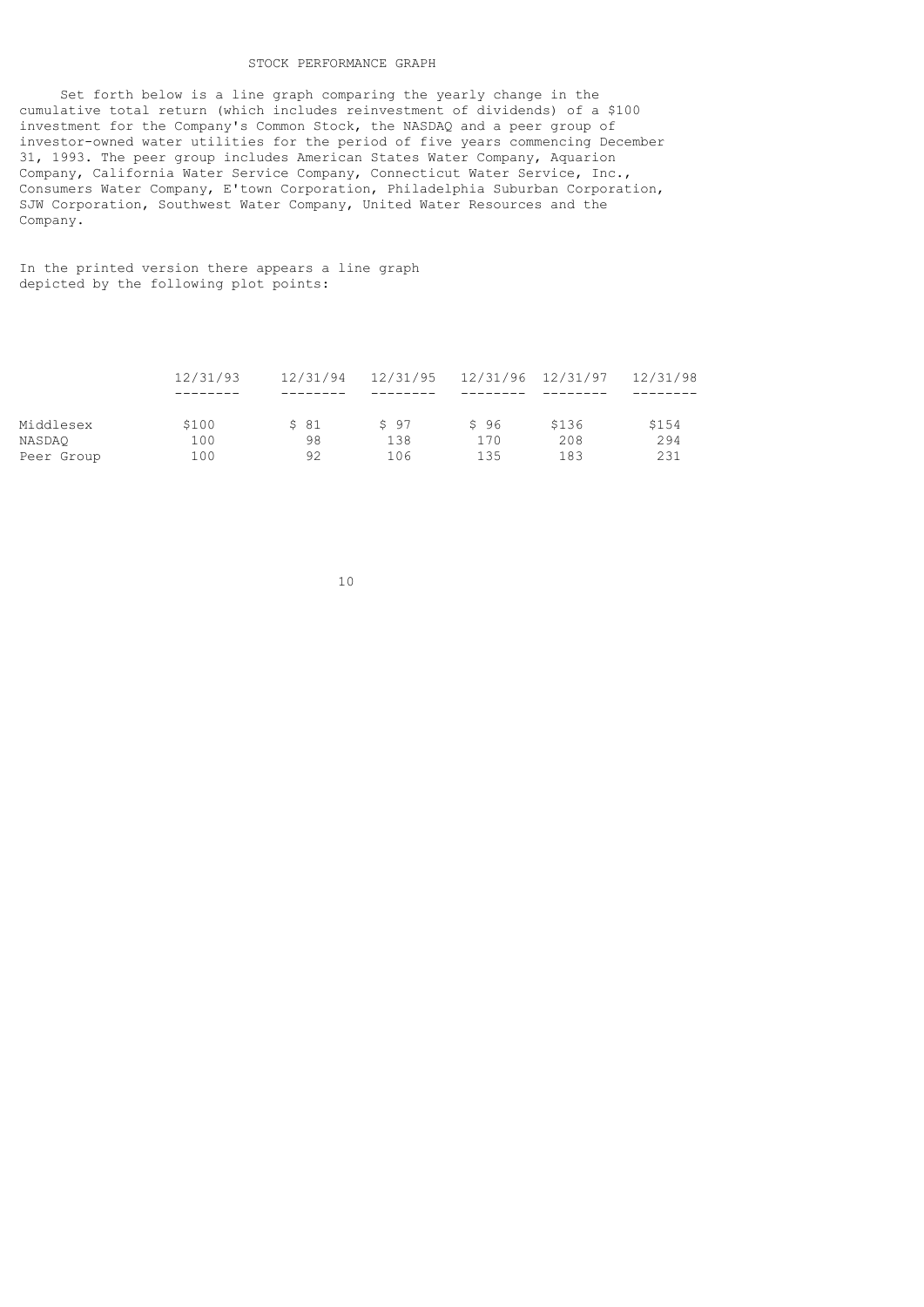# STOCK PERFORMANCE GRAPH

Set forth below is a line graph comparing the yearly change in the cumulative total return (which includes reinvestment of dividends) of a $100 investment for the Company's Common Stock, the NASDAQ and a peer group of investor-owned water utilities for the period of five years commencing December 31, 1993. The peer group includes American States Water Company, Aquarion Company, California Water Service Company, Connecticut Water Service, Inc., Consumers Water Company, E'town Corporation, Philadelphia Suburban Corporation, SJW Corporation, Southwest Water Company, United Water Resources and the Company.

In the printed version there appears a line graph depicted by the following plot points:

| | 12/31/93 | 12/31/94 | 12/31/95 | 12/31/96 | 12/31/97 | 12/31/98 |
|---|---|---|---|---|---|---|
| Middlesex | $100 | $ 81 | $ 97 | $ 96 | $136 | $154 |
| NASDAQ | 100 | 98 | 138 | 170 | 208 | 294 |
| Peer Group | 100 | 92 | 106 | 135 | 183 | 231 |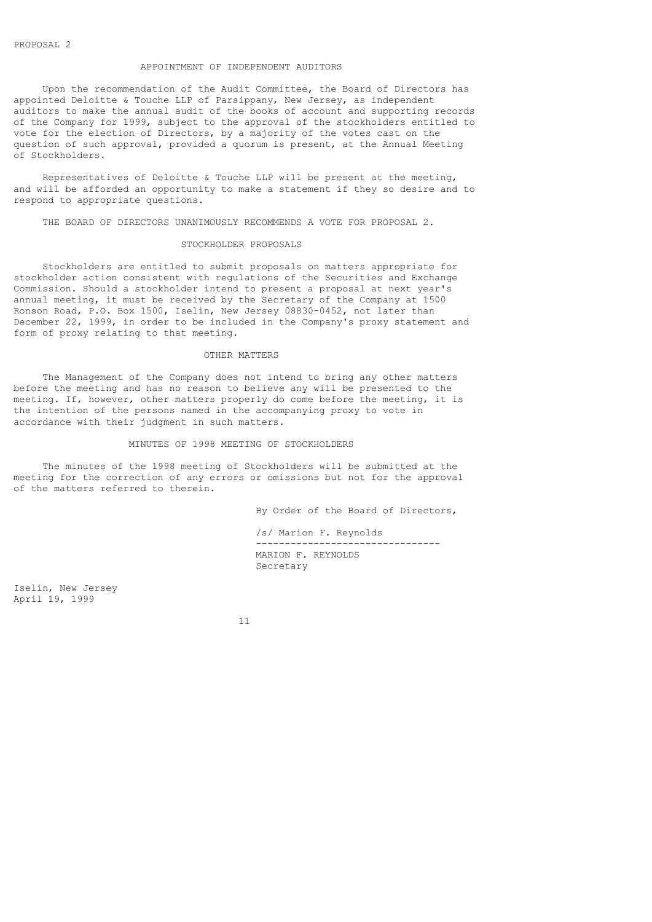PROPOSAL 2

## APPOINTMENT OF INDEPENDENT AUDITORS

Upon the recommendation of the Audit Committee, the Board of Directors has appointed Deloitte & Touche LLP of Parsippany, New Jersey, as independent auditors to make the annual audit of the books of account and supporting records of the Company for 1999, subject to the approval of the stockholders entitled to vote for the election of Directors, by a majority of the votes cast on the question of such approval, provided a quorum is present, at the Annual Meeting of Stockholders.

Representatives of Deloitte & Touche LLP will be present at the meeting, and will be afforded an opportunity to make a statement if they so desire and to respond to appropriate questions.

THE BOARD OF DIRECTORS UNANIMOUSLY RECOMMENDS A VOTE FOR PROPOSAL 2.

## STOCKHOLDER PROPOSALS

Stockholders are entitled to submit proposals on matters appropriate for stockholder action consistent with regulations of the Securities and Exchange Commission. Should a stockholder intend to present a proposal at next year's annual meeting, it must be received by the Secretary of the Company at 1500 Ronson Road, P.O. Box 1500, Iselin, New Jersey 08830-0452, not later than December 22, 1999, in order to be included in the Company's proxy statement and form of proxy relating to that meeting.

## OTHER MATTERS

The Management of the Company does not intend to bring any other matters before the meeting and has no reason to believe any will be presented to the meeting. If, however, other matters properly do come before the meeting, it is the intention of the persons named in the accompanying proxy to vote in accordance with their judgment in such matters.

## MINUTES OF 1998 MEETING OF STOCKHOLDERS

The minutes of the 1998 meeting of Stockholders will be submitted at the meeting for the correction of any errors or omissions but not for the approval of the matters referred to therein.

By Order of the Board of Directors,

/s/ Marion F. Reynolds

MARION F. REYNOLDS
Secretary

Iselin, New Jersey
April 19, 1999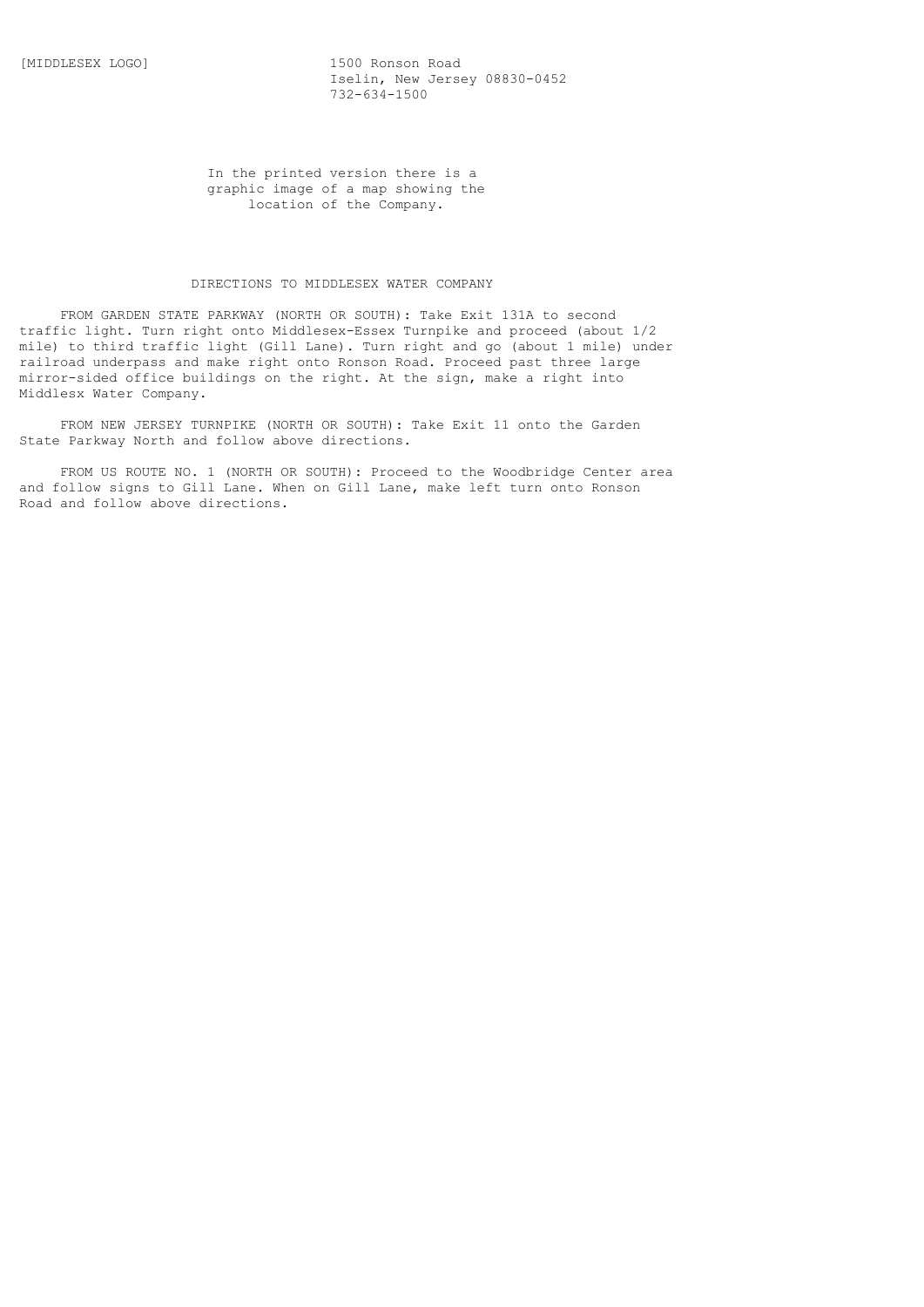[MIDDLESEX LOGO]

1500 Ronson Road
Iselin, New Jersey 08830-0452
732-634-1500

In the printed version there is a graphic image of a map showing the location of the Company.

## DIRECTIONS TO MIDDLESEX WATER COMPANY

FROM GARDEN STATE PARKWAY (NORTH OR SOUTH): Take Exit 131A to second traffic light. Turn right onto Middlesex-Essex Turnpike and proceed (about 1/2 mile) to third traffic light (Gill Lane). Turn right and go (about 1 mile) under railroad underpass and make right onto Ronson Road. Proceed past three large mirror-sided office buildings on the right. At the sign, make a right into Middlesx Water Company.

FROM NEW JERSEY TURNPIKE (NORTH OR SOUTH): Take Exit 11 onto the Garden State Parkway North and follow above directions.

FROM US ROUTE NO. 1 (NORTH OR SOUTH): Proceed to the Woodbridge Center area and follow signs to Gill Lane. When on Gill Lane, make left turn onto Ronson Road and follow above directions.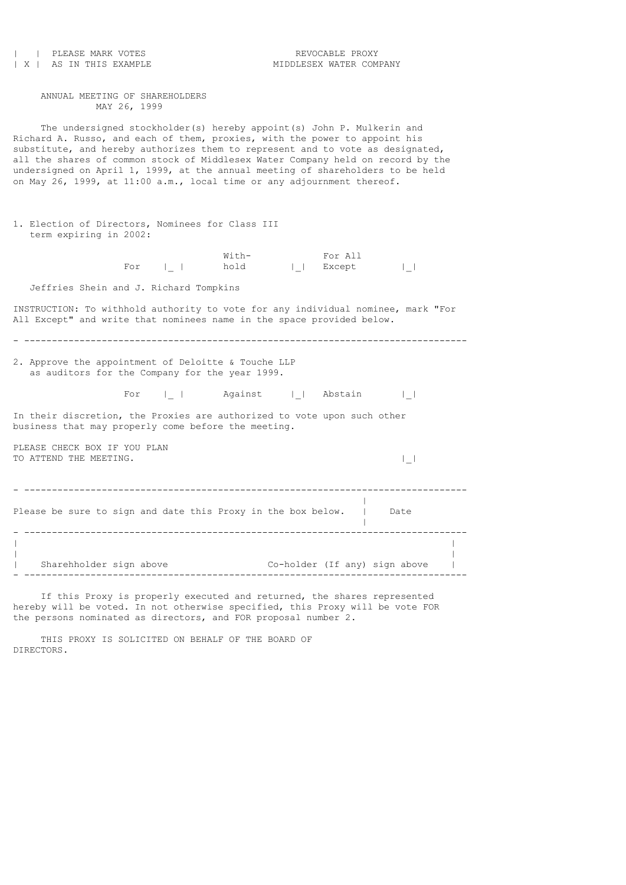| X | PLEASE MARK VOTES AS IN THIS EXAMPLE

REVOCABLE PROXY
MIDDLESEX WATER COMPANY

ANNUAL MEETING OF SHAREHOLDERS
MAY 26, 1999

The undersigned stockholder(s) hereby appoint(s) John P. Mulkerin and Richard A. Russo, and each of them, proxies, with the power to appoint his substitute, and hereby authorizes them to represent and to vote as designated, all the shares of common stock of Middlesex Water Company held on record by the undersigned on April 1, 1999, at the annual meeting of shareholders to be held on May 26, 1999, at 11:00 a.m., local time or any adjournment thereof.

1. Election of Directors, Nominees for Class III term expiring in 2002:

For |_| With-hold |_| For All Except |_|

Jeffries Shein and J. Richard Tompkins

INSTRUCTION: To withhold authority to vote for any individual nominee, mark "For All Except" and write that nominees name in the space provided below.

---

2. Approve the appointment of Deloitte & Touche LLP as auditors for the Company for the year 1999.

For |_| Against |_| Abstain |_|

In their discretion, the Proxies are authorized to vote upon such other business that may properly come before the meeting.

PLEASE CHECK BOX IF YOU PLAN TO ATTEND THE MEETING. |_|

---

Please be sure to sign and date this Proxy in the box below. | Date

---

Sharehholder sign above | Co-holder (If any) sign above

---

If this Proxy is properly executed and returned, the shares represented hereby will be voted. In not otherwise specified, this Proxy will be vote FOR the persons nominated as directors, and FOR proposal number 2.

THIS PROXY IS SOLICITED ON BEHALF OF THE BOARD OF DIRECTORS.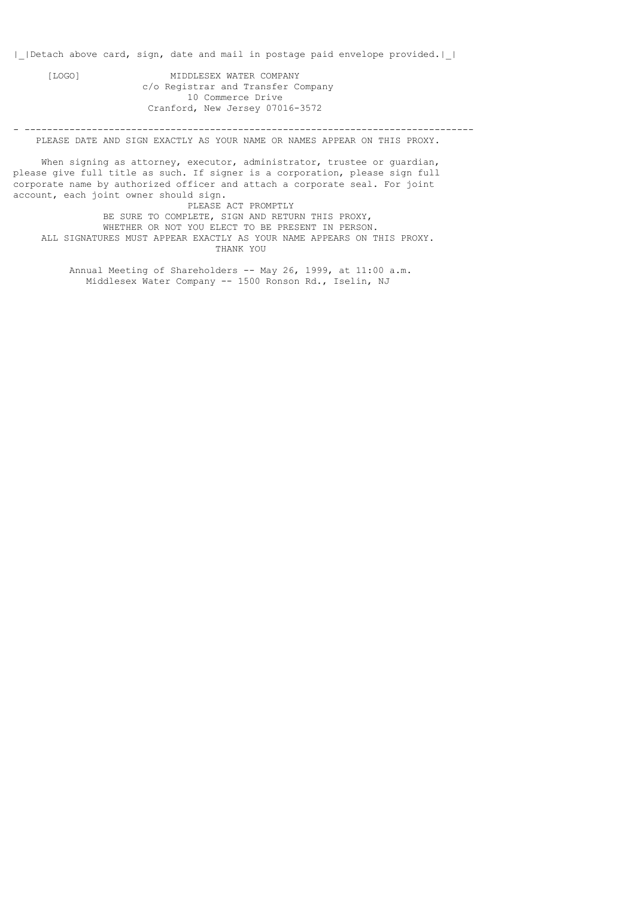|_|Detach above card, sign, date and mail in postage paid envelope provided.|_|

[LOGO]

MIDDLESEX WATER COMPANY
c/o Registrar and Transfer Company
10 Commerce Drive
Cranford, New Jersey 07016-3572

---

PLEASE DATE AND SIGN EXACTLY AS YOUR NAME OR NAMES APPEAR ON THIS PROXY.

When signing as attorney, executor, administrator, trustee or guardian, please give full title as such. If signer is a corporation, please sign full corporate name by authorized officer and attach a corporate seal. For joint account, each joint owner should sign.

PLEASE ACT PROMPTLY
BE SURE TO COMPLETE, SIGN AND RETURN THIS PROXY,
WHETHER OR NOT YOU ELECT TO BE PRESENT IN PERSON.
ALL SIGNATURES MUST APPEAR EXACTLY AS YOUR NAME APPEARS ON THIS PROXY.
THANK YOU

Annual Meeting of Shareholders -- May 26, 1999, at 11:00 a.m.
Middlesex Water Company -- 1500 Ronson Rd., Iselin, NJ